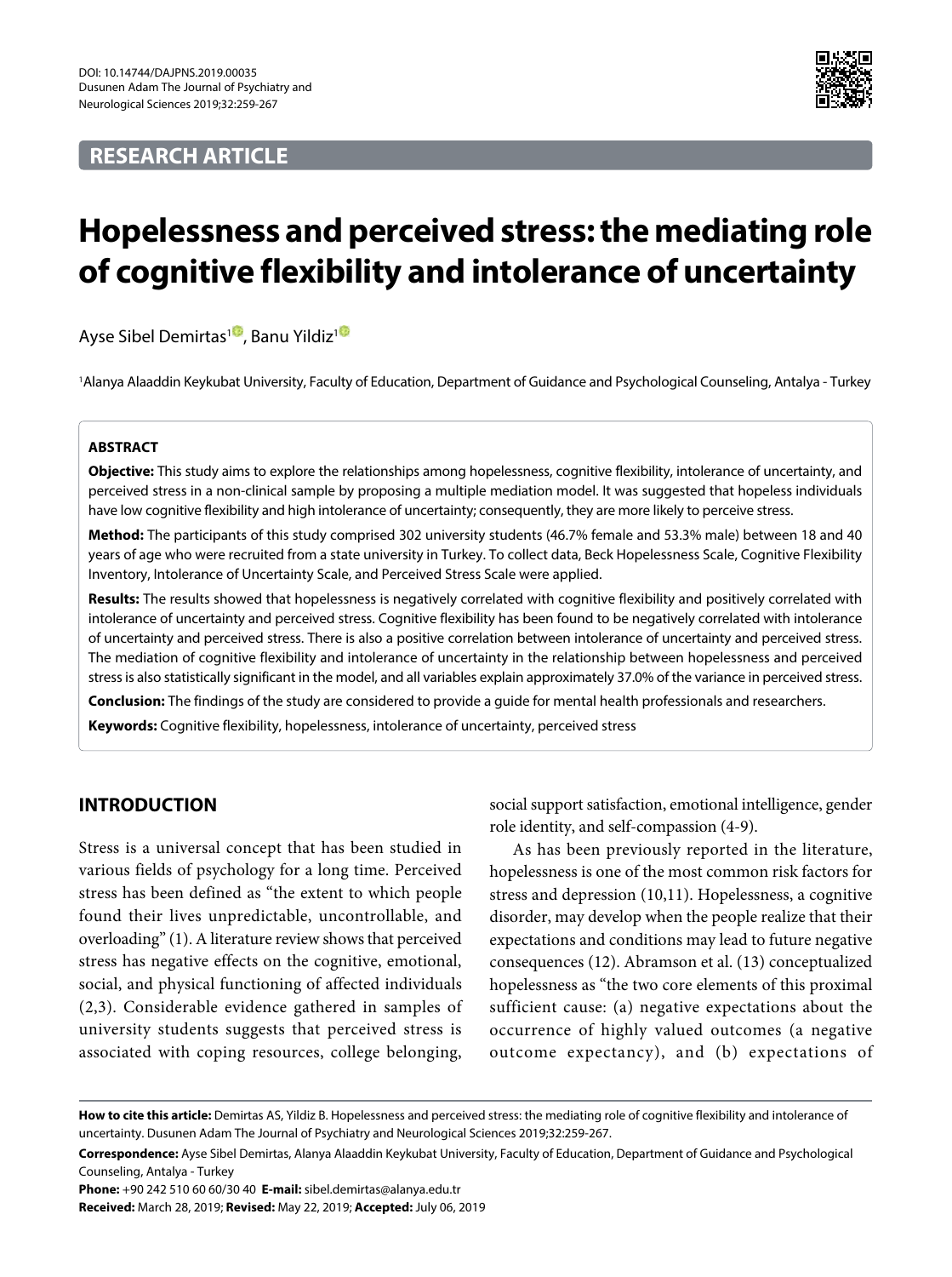DOI: 10.14744/DAJPNS.2019.00035
Dusunen Adam The Journal of Psychiatry and Neurological Sciences 2019;32:259-267

**RESEARCH ARTICLE**

# Hopelessness and perceived stress: the mediating role of cognitive flexibility and intolerance of uncertainty

Ayse Sibel Demirtas[1], Banu Yildiz[1]

[1]Alanya Alaaddin Keykubat University, Faculty of Education, Department of Guidance and Psychological Counseling, Antalya - Turkey

**ABSTRACT**

**Objective:** This study aims to explore the relationships among hopelessness, cognitive flexibility, intolerance of uncertainty, and perceived stress in a non-clinical sample by proposing a multiple mediation model. It was suggested that hopeless individuals have low cognitive flexibility and high intolerance of uncertainty; consequently, they are more likely to perceive stress.

**Method:** The participants of this study comprised 302 university students (46.7% female and 53.3% male) between 18 and 40 years of age who were recruited from a state university in Turkey. To collect data, Beck Hopelessness Scale, Cognitive Flexibility Inventory, Intolerance of Uncertainty Scale, and Perceived Stress Scale were applied.

**Results:** The results showed that hopelessness is negatively correlated with cognitive flexibility and positively correlated with intolerance of uncertainty and perceived stress. Cognitive flexibility has been found to be negatively correlated with intolerance of uncertainty and perceived stress. There is also a positive correlation between intolerance of uncertainty and perceived stress. The mediation of cognitive flexibility and intolerance of uncertainty in the relationship between hopelessness and perceived stress is also statistically significant in the model, and all variables explain approximately 37.0% of the variance in perceived stress.

**Conclusion:** The findings of the study are considered to provide a guide for mental health professionals and researchers.

**Keywords:** Cognitive flexibility, hopelessness, intolerance of uncertainty, perceived stress

## INTRODUCTION

Stress is a universal concept that has been studied in various fields of psychology for a long time. Perceived stress has been defined as "the extent to which people found their lives unpredictable, uncontrollable, and overloading" (1). A literature review shows that perceived stress has negative effects on the cognitive, emotional, social, and physical functioning of affected individuals (2,3). Considerable evidence gathered in samples of university students suggests that perceived stress is associated with coping resources, college belonging, social support satisfaction, emotional intelligence, gender role identity, and self-compassion (4-9).

As has been previously reported in the literature, hopelessness is one of the most common risk factors for stress and depression (10,11). Hopelessness, a cognitive disorder, may develop when the people realize that their expectations and conditions may lead to future negative consequences (12). Abramson et al. (13) conceptualized hopelessness as "the two core elements of this proximal sufficient cause: (a) negative expectations about the occurrence of highly valued outcomes (a negative outcome expectancy), and (b) expectations of

**How to cite this article:** Demirtas AS, Yildiz B. Hopelessness and perceived stress: the mediating role of cognitive flexibility and intolerance of uncertainty. Dusunen Adam The Journal of Psychiatry and Neurological Sciences 2019;32:259-267.

**Correspondence:** Ayse Sibel Demirtas, Alanya Alaaddin Keykubat University, Faculty of Education, Department of Guidance and Psychological Counseling, Antalya - Turkey

**Phone:** +90 242 510 60 60/30 40 **E-mail:** sibel.demirtas@alanya.edu.tr

**Received:** March 28, 2019; **Revised:** May 22, 2019; **Accepted:** July 06, 2019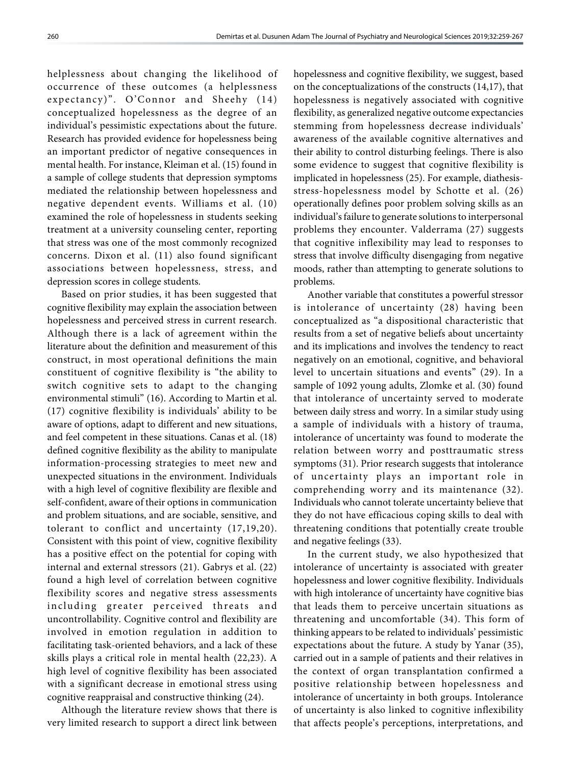helplessness about changing the likelihood of occurrence of these outcomes (a helplessness expectancy)". O'Connor and Sheehy (14) conceptualized hopelessness as the degree of an individual's pessimistic expectations about the future. Research has provided evidence for hopelessness being an important predictor of negative consequences in mental health. For instance, Kleiman et al. (15) found in a sample of college students that depression symptoms mediated the relationship between hopelessness and negative dependent events. Williams et al. (10) examined the role of hopelessness in students seeking treatment at a university counseling center, reporting that stress was one of the most commonly recognized concerns. Dixon et al. (11) also found significant associations between hopelessness, stress, and depression scores in college students.

Based on prior studies, it has been suggested that cognitive flexibility may explain the association between hopelessness and perceived stress in current research. Although there is a lack of agreement within the literature about the definition and measurement of this construct, in most operational definitions the main constituent of cognitive flexibility is "the ability to switch cognitive sets to adapt to the changing environmental stimuli" (16). According to Martin et al. (17) cognitive flexibility is individuals' ability to be aware of options, adapt to different and new situations, and feel competent in these situations. Canas et al. (18) defined cognitive flexibility as the ability to manipulate information-processing strategies to meet new and unexpected situations in the environment. Individuals with a high level of cognitive flexibility are flexible and self-confident, aware of their options in communication and problem situations, and are sociable, sensitive, and tolerant to conflict and uncertainty (17,19,20). Consistent with this point of view, cognitive flexibility has a positive effect on the potential for coping with internal and external stressors (21). Gabrys et al. (22) found a high level of correlation between cognitive flexibility scores and negative stress assessments including greater perceived threats and uncontrollability. Cognitive control and flexibility are involved in emotion regulation in addition to facilitating task-oriented behaviors, and a lack of these skills plays a critical role in mental health (22,23). A high level of cognitive flexibility has been associated with a significant decrease in emotional stress using cognitive reappraisal and constructive thinking (24).

Although the literature review shows that there is very limited research to support a direct link between hopelessness and cognitive flexibility, we suggest, based on the conceptualizations of the constructs (14,17), that hopelessness is negatively associated with cognitive flexibility, as generalized negative outcome expectancies stemming from hopelessness decrease individuals' awareness of the available cognitive alternatives and their ability to control disturbing feelings. There is also some evidence to suggest that cognitive flexibility is implicated in hopelessness (25). For example, diathesis-stress-hopelessness model by Schotte et al. (26) operationally defines poor problem solving skills as an individual's failure to generate solutions to interpersonal problems they encounter. Valderrama (27) suggests that cognitive inflexibility may lead to responses to stress that involve difficulty disengaging from negative moods, rather than attempting to generate solutions to problems.

Another variable that constitutes a powerful stressor is intolerance of uncertainty (28) having been conceptualized as "a dispositional characteristic that results from a set of negative beliefs about uncertainty and its implications and involves the tendency to react negatively on an emotional, cognitive, and behavioral level to uncertain situations and events" (29). In a sample of 1092 young adults, Zlomke et al. (30) found that intolerance of uncertainty served to moderate between daily stress and worry. In a similar study using a sample of individuals with a history of trauma, intolerance of uncertainty was found to moderate the relation between worry and posttraumatic stress symptoms (31). Prior research suggests that intolerance of uncertainty plays an important role in comprehending worry and its maintenance (32). Individuals who cannot tolerate uncertainty believe that they do not have efficacious coping skills to deal with threatening conditions that potentially create trouble and negative feelings (33).

In the current study, we also hypothesized that intolerance of uncertainty is associated with greater hopelessness and lower cognitive flexibility. Individuals with high intolerance of uncertainty have cognitive bias that leads them to perceive uncertain situations as threatening and uncomfortable (34). This form of thinking appears to be related to individuals' pessimistic expectations about the future. A study by Yanar (35), carried out in a sample of patients and their relatives in the context of organ transplantation confirmed a positive relationship between hopelessness and intolerance of uncertainty in both groups. Intolerance of uncertainty is also linked to cognitive inflexibility that affects people's perceptions, interpretations, and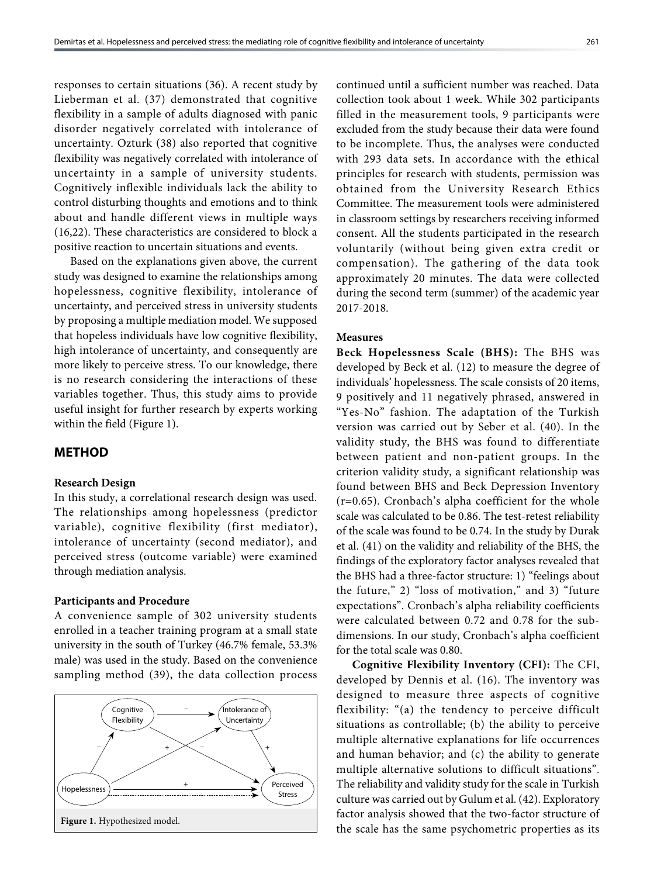responses to certain situations (36). A recent study by Lieberman et al. (37) demonstrated that cognitive flexibility in a sample of adults diagnosed with panic disorder negatively correlated with intolerance of uncertainty. Ozturk (38) also reported that cognitive flexibility was negatively correlated with intolerance of uncertainty in a sample of university students. Cognitively inflexible individuals lack the ability to control disturbing thoughts and emotions and to think about and handle different views in multiple ways (16,22). These characteristics are considered to block a positive reaction to uncertain situations and events.

Based on the explanations given above, the current study was designed to examine the relationships among hopelessness, cognitive flexibility, intolerance of uncertainty, and perceived stress in university students by proposing a multiple mediation model. We supposed that hopeless individuals have low cognitive flexibility, high intolerance of uncertainty, and consequently are more likely to perceive stress. To our knowledge, there is no research considering the interactions of these variables together. Thus, this study aims to provide useful insight for further research by experts working within the field (Figure 1).

## METHOD

### Research Design

In this study, a correlational research design was used. The relationships among hopelessness (predictor variable), cognitive flexibility (first mediator), intolerance of uncertainty (second mediator), and perceived stress (outcome variable) were examined through mediation analysis.

### Participants and Procedure

A convenience sample of 302 university students enrolled in a teacher training program at a small state university in the south of Turkey (46.7% female, 53.3% male) was used in the study. Based on the convenience sampling method (39), the data collection process continued until a sufficient number was reached. Data collection took about 1 week. While 302 participants filled in the measurement tools, 9 participants were excluded from the study because their data were found to be incomplete. Thus, the analyses were conducted with 293 data sets. In accordance with the ethical principles for research with students, permission was obtained from the University Research Ethics Committee. The measurement tools were administered in classroom settings by researchers receiving informed consent. All the students participated in the research voluntarily (without being given extra credit or compensation). The gathering of the data took approximately 20 minutes. The data were collected during the second term (summer) of the academic year 2017-2018.

Cognitive Flexibility, Intolerance of Uncertainty, Hopelessness, Perceived Stress

**Figure 1.** Hypothesized model.

### Measures

**Beck Hopelessness Scale (BHS):** The BHS was developed by Beck et al. (12) to measure the degree of individuals' hopelessness. The scale consists of 20 items, 9 positively and 11 negatively phrased, answered in "Yes-No" fashion. The adaptation of the Turkish version was carried out by Seber et al. (40). In the validity study, the BHS was found to differentiate between patient and non-patient groups. In the criterion validity study, a significant relationship was found between BHS and Beck Depression Inventory (r=0.65). Cronbach's alpha coefficient for the whole scale was calculated to be 0.86. The test-retest reliability of the scale was found to be 0.74. In the study by Durak et al. (41) on the validity and reliability of the BHS, the findings of the exploratory factor analyses revealed that the BHS had a three-factor structure: 1) "feelings about the future," 2) "loss of motivation," and 3) "future expectations". Cronbach's alpha reliability coefficients were calculated between 0.72 and 0.78 for the sub-dimensions. In our study, Cronbach's alpha coefficient for the total scale was 0.80.

**Cognitive Flexibility Inventory (CFI):** The CFI, developed by Dennis et al. (16). The inventory was designed to measure three aspects of cognitive flexibility: "(a) the tendency to perceive difficult situations as controllable; (b) the ability to perceive multiple alternative explanations for life occurrences and human behavior; and (c) the ability to generate multiple alternative solutions to difficult situations". The reliability and validity study for the scale in Turkish culture was carried out by Gulum et al. (42). Exploratory factor analysis showed that the two-factor structure of the scale has the same psychometric properties as its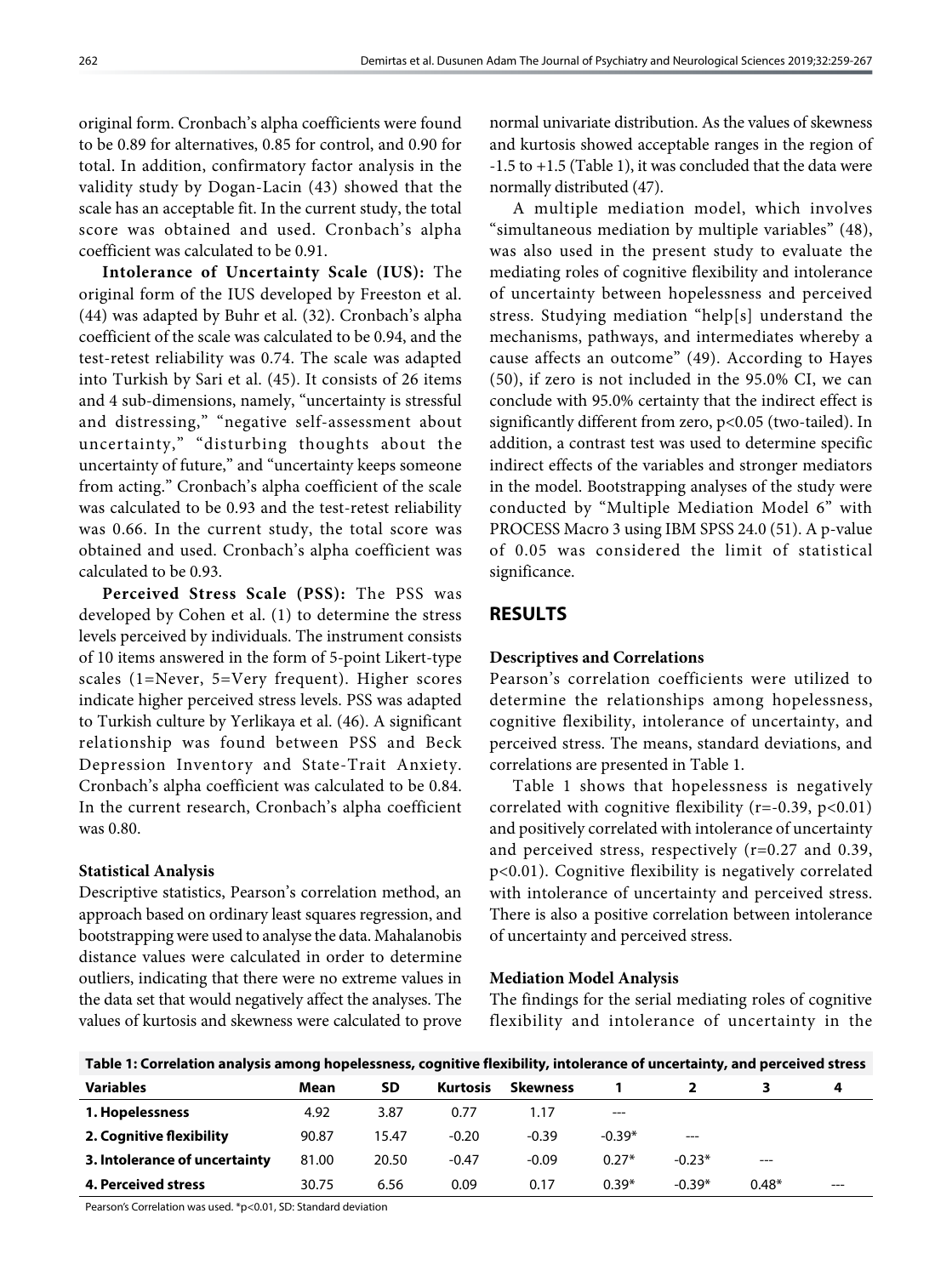original form. Cronbach's alpha coefficients were found to be 0.89 for alternatives, 0.85 for control, and 0.90 for total. In addition, confirmatory factor analysis in the validity study by Dogan-Lacin (43) showed that the scale has an acceptable fit. In the current study, the total score was obtained and used. Cronbach's alpha coefficient was calculated to be 0.91.

**Intolerance of Uncertainty Scale (IUS):** The original form of the IUS developed by Freeston et al. (44) was adapted by Buhr et al. (32). Cronbach's alpha coefficient of the scale was calculated to be 0.94, and the test-retest reliability was 0.74. The scale was adapted into Turkish by Sari et al. (45). It consists of 26 items and 4 sub-dimensions, namely, "uncertainty is stressful and distressing," "negative self-assessment about uncertainty," "disturbing thoughts about the uncertainty of future," and "uncertainty keeps someone from acting." Cronbach's alpha coefficient of the scale was calculated to be 0.93 and the test-retest reliability was 0.66. In the current study, the total score was obtained and used. Cronbach's alpha coefficient was calculated to be 0.93.

**Perceived Stress Scale (PSS):** The PSS was developed by Cohen et al. (1) to determine the stress levels perceived by individuals. The instrument consists of 10 items answered in the form of 5-point Likert-type scales (1=Never, 5=Very frequent). Higher scores indicate higher perceived stress levels. PSS was adapted to Turkish culture by Yerlikaya et al. (46). A significant relationship was found between PSS and Beck Depression Inventory and State-Trait Anxiety. Cronbach's alpha coefficient was calculated to be 0.84. In the current research, Cronbach's alpha coefficient was 0.80.

### Statistical Analysis

Descriptive statistics, Pearson's correlation method, an approach based on ordinary least squares regression, and bootstrapping were used to analyse the data. Mahalanobis distance values were calculated in order to determine outliers, indicating that there were no extreme values in the data set that would negatively affect the analyses. The values of kurtosis and skewness were calculated to prove normal univariate distribution. As the values of skewness and kurtosis showed acceptable ranges in the region of -1.5 to +1.5 (Table 1), it was concluded that the data were normally distributed (47).

A multiple mediation model, which involves "simultaneous mediation by multiple variables" (48), was also used in the present study to evaluate the mediating roles of cognitive flexibility and intolerance of uncertainty between hopelessness and perceived stress. Studying mediation "help[s] understand the mechanisms, pathways, and intermediates whereby a cause affects an outcome" (49). According to Hayes (50), if zero is not included in the 95.0% CI, we can conclude with 95.0% certainty that the indirect effect is significantly different from zero, p<0.05 (two-tailed). In addition, a contrast test was used to determine specific indirect effects of the variables and stronger mediators in the model. Bootstrapping analyses of the study were conducted by "Multiple Mediation Model 6" with PROCESS Macro 3 using IBM SPSS 24.0 (51). A p-value of 0.05 was considered the limit of statistical significance.

## RESULTS

### Descriptives and Correlations

Pearson's correlation coefficients were utilized to determine the relationships among hopelessness, cognitive flexibility, intolerance of uncertainty, and perceived stress. The means, standard deviations, and correlations are presented in Table 1.

Table 1 shows that hopelessness is negatively correlated with cognitive flexibility (r=-0.39, p<0.01) and positively correlated with intolerance of uncertainty and perceived stress, respectively (r=0.27 and 0.39, p<0.01). Cognitive flexibility is negatively correlated with intolerance of uncertainty and perceived stress. There is also a positive correlation between intolerance of uncertainty and perceived stress.

### Mediation Model Analysis

The findings for the serial mediating roles of cognitive flexibility and intolerance of uncertainty in the

**Table 1: Correlation analysis among hopelessness, cognitive flexibility, intolerance of uncertainty, and perceived stress**

| Variables | Mean | SD | Kurtosis | Skewness | 1 | 2 | 3 | 4 |
|---|---|---|---|---|---|---|---|---|
| **1. Hopelessness** | 4.92 | 3.87 | 0.77 | 1.17 | --- | | | |
| **2. Cognitive flexibility** | 90.87 | 15.47 | -0.20 | -0.39 | -0.39* | --- | | |
| **3. Intolerance of uncertainty** | 81.00 | 20.50 | -0.47 | -0.09 | 0.27* | -0.23* | --- | |
| **4. Perceived stress** | 30.75 | 6.56 | 0.09 | 0.17 | 0.39* | -0.39* | 0.48* | --- |

Pearson's Correlation was used. *p<0.01, SD: Standard deviation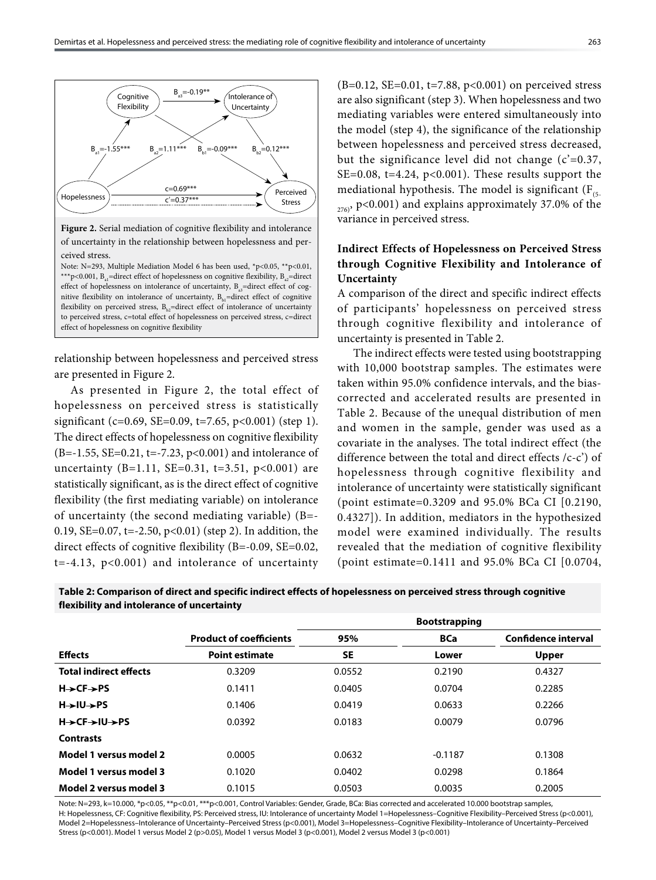**Figure 2.** Serial mediation of cognitive flexibility and intolerance of uncertainty in the relationship between hopelessness and perceived stress.

Note: N=293, Multiple Mediation Model 6 has been used, *p<0.05, **p<0.01, ***p<0.001, $B_{a1}$=direct effect of hopelessness on cognitive flexibility, $B_{a2}$=direct effect of hopelessness on intolerance of uncertainty, $B_{a3}$=direct effect of cognitive flexibility on intolerance of uncertainty, $B_{b1}$=direct effect of cognitive flexibility on perceived stress, $B_{b2}$=direct effect of intolerance of uncertainty to perceived stress, c=total effect of hopelessness on perceived stress, c=direct effect of hopelessness on cognitive flexibility

relationship between hopelessness and perceived stress are presented in Figure 2.

As presented in Figure 2, the total effect of hopelessness on perceived stress is statistically significant (c=0.69, SE=0.09, t=7.65, p<0.001) (step 1). The direct effects of hopelessness on cognitive flexibility (B=-1.55, SE=0.21, t=-7.23, p<0.001) and intolerance of uncertainty (B=1.11, SE=0.31, t=3.51, p<0.001) are statistically significant, as is the direct effect of cognitive flexibility (the first mediating variable) on intolerance of uncertainty (the second mediating variable) (B=-0.19, SE=0.07, t=-2.50, p<0.01) (step 2). In addition, the direct effects of cognitive flexibility (B=-0.09, SE=0.02, t=-4.13, p<0.001) and intolerance of uncertainty (B=0.12, SE=0.01, t=7.88, p<0.001) on perceived stress are also significant (step 3). When hopelessness and two mediating variables were entered simultaneously into the model (step 4), the significance of the relationship between hopelessness and perceived stress decreased, but the significance level did not change (c'=0.37, SE=0.08, t=4.24, p<0.001). These results support the mediational hypothesis. The model is significant ($F_{(5-276)}$, p<0.001) and explains approximately 37.0% of the variance in perceived stress.

### Indirect Effects of Hopelessness on Perceived Stress through Cognitive Flexibility and Intolerance of Uncertainty

A comparison of the direct and specific indirect effects of participants' hopelessness on perceived stress through cognitive flexibility and intolerance of uncertainty is presented in Table 2.

The indirect effects were tested using bootstrapping with 10,000 bootstrap samples. The estimates were taken within 95.0% confidence intervals, and the bias-corrected and accelerated results are presented in Table 2. Because of the unequal distribution of men and women in the sample, gender was used as a covariate in the analyses. The total indirect effect (the difference between the total and direct effects /c-c') of hopelessness through cognitive flexibility and intolerance of uncertainty were statistically significant (point estimate=0.3209 and 95.0% BCa CI [0.2190, 0.4327]). In addition, mediators in the hypothesized model were examined individually. The results revealed that the mediation of cognitive flexibility (point estimate=0.1411 and 95.0% BCa CI [0.0704,

**Table 2: Comparison of direct and specific indirect effects of hopelessness on perceived stress through cognitive flexibility and intolerance of uncertainty**

| | | Bootstrapping | | |
|---|---|---|---|---|
| | **Product of coefficients** | **95%** | **BCa** | **Confidence interval** |
| **Effects** | **Point estimate** | **SE** | **Lower** | **Upper** |
| **Total indirect effects** | 0.3209 | 0.0552 | 0.2190 | 0.4327 |
| **H→CF→PS** | 0.1411 | 0.0405 | 0.0704 | 0.2285 |
| **H→IU→PS** | 0.1406 | 0.0419 | 0.0633 | 0.2266 |
| **H→CF→IU→PS** | 0.0392 | 0.0183 | 0.0079 | 0.0796 |
| **Contrasts** | | | | |
| **Model 1 versus model 2** | 0.0005 | 0.0632 | -0.1187 | 0.1308 |
| **Model 1 versus model 3** | 0.1020 | 0.0402 | 0.0298 | 0.1864 |
| **Model 2 versus model 3** | 0.1015 | 0.0503 | 0.0035 | 0.2005 |

Note: N=293, k=10.000, *p<0.05, **p<0.01, ***p<0.001, Control Variables: Gender, Grade, BCa: Bias corrected and accelerated 10.000 bootstrap samples, H: Hopelessness, CF: Cognitive flexibility, PS: Perceived stress, IU: Intolerance of uncertainty Model 1=Hopelessness–Cognitive Flexibility–Perceived Stress (p<0.001), Model 2=Hopelessness–Intolerance of Uncertainty–Perceived Stress (p<0.001), Model 3=Hopelessness–Cognitive Flexibility–Intolerance of Uncertainty–Perceived Stress (p<0.001). Model 1 versus Model 2 (p>0.05), Model 1 versus Model 3 (p<0.001), Model 2 versus Model 3 (p<0.001)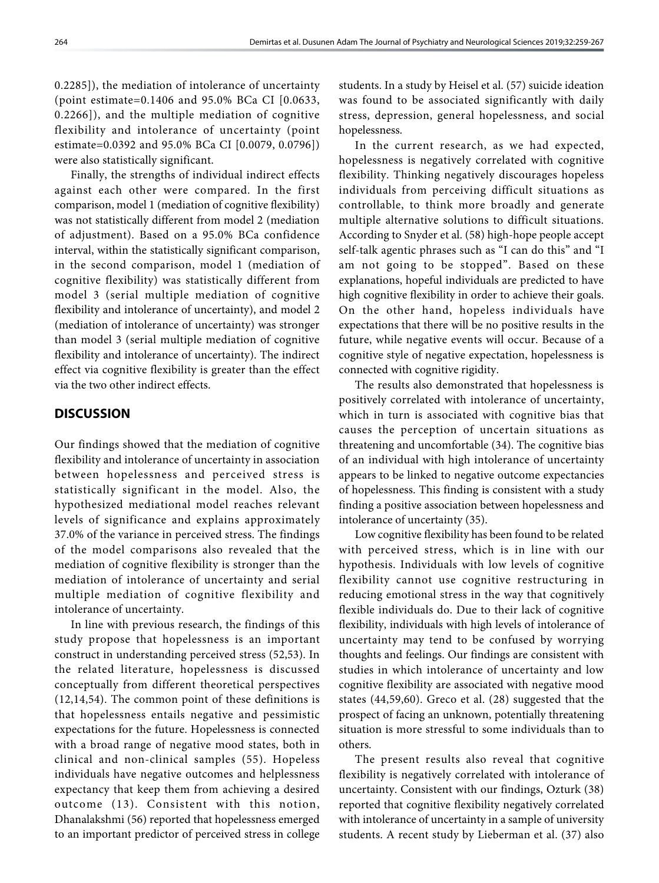0.2285]), the mediation of intolerance of uncertainty (point estimate=0.1406 and 95.0% BCa CI [0.0633, 0.2266]), and the multiple mediation of cognitive flexibility and intolerance of uncertainty (point estimate=0.0392 and 95.0% BCa CI [0.0079, 0.0796]) were also statistically significant.

Finally, the strengths of individual indirect effects against each other were compared. In the first comparison, model 1 (mediation of cognitive flexibility) was not statistically different from model 2 (mediation of adjustment). Based on a 95.0% BCa confidence interval, within the statistically significant comparison, in the second comparison, model 1 (mediation of cognitive flexibility) was statistically different from model 3 (serial multiple mediation of cognitive flexibility and intolerance of uncertainty), and model 2 (mediation of intolerance of uncertainty) was stronger than model 3 (serial multiple mediation of cognitive flexibility and intolerance of uncertainty). The indirect effect via cognitive flexibility is greater than the effect via the two other indirect effects.

## DISCUSSION

Our findings showed that the mediation of cognitive flexibility and intolerance of uncertainty in association between hopelessness and perceived stress is statistically significant in the model. Also, the hypothesized mediational model reaches relevant levels of significance and explains approximately 37.0% of the variance in perceived stress. The findings of the model comparisons also revealed that the mediation of cognitive flexibility is stronger than the mediation of intolerance of uncertainty and serial multiple mediation of cognitive flexibility and intolerance of uncertainty.

In line with previous research, the findings of this study propose that hopelessness is an important construct in understanding perceived stress (52,53). In the related literature, hopelessness is discussed conceptually from different theoretical perspectives (12,14,54). The common point of these definitions is that hopelessness entails negative and pessimistic expectations for the future. Hopelessness is connected with a broad range of negative mood states, both in clinical and non-clinical samples (55). Hopeless individuals have negative outcomes and helplessness expectancy that keep them from achieving a desired outcome (13). Consistent with this notion, Dhanalakshmi (56) reported that hopelessness emerged to an important predictor of perceived stress in college students. In a study by Heisel et al. (57) suicide ideation was found to be associated significantly with daily stress, depression, general hopelessness, and social hopelessness.

In the current research, as we had expected, hopelessness is negatively correlated with cognitive flexibility. Thinking negatively discourages hopeless individuals from perceiving difficult situations as controllable, to think more broadly and generate multiple alternative solutions to difficult situations. According to Snyder et al. (58) high-hope people accept self-talk agentic phrases such as "I can do this" and "I am not going to be stopped". Based on these explanations, hopeful individuals are predicted to have high cognitive flexibility in order to achieve their goals. On the other hand, hopeless individuals have expectations that there will be no positive results in the future, while negative events will occur. Because of a cognitive style of negative expectation, hopelessness is connected with cognitive rigidity.

The results also demonstrated that hopelessness is positively correlated with intolerance of uncertainty, which in turn is associated with cognitive bias that causes the perception of uncertain situations as threatening and uncomfortable (34). The cognitive bias of an individual with high intolerance of uncertainty appears to be linked to negative outcome expectancies of hopelessness. This finding is consistent with a study finding a positive association between hopelessness and intolerance of uncertainty (35).

Low cognitive flexibility has been found to be related with perceived stress, which is in line with our hypothesis. Individuals with low levels of cognitive flexibility cannot use cognitive restructuring in reducing emotional stress in the way that cognitively flexible individuals do. Due to their lack of cognitive flexibility, individuals with high levels of intolerance of uncertainty may tend to be confused by worrying thoughts and feelings. Our findings are consistent with studies in which intolerance of uncertainty and low cognitive flexibility are associated with negative mood states (44,59,60). Greco et al. (28) suggested that the prospect of facing an unknown, potentially threatening situation is more stressful to some individuals than to others.

The present results also reveal that cognitive flexibility is negatively correlated with intolerance of uncertainty. Consistent with our findings, Ozturk (38) reported that cognitive flexibility negatively correlated with intolerance of uncertainty in a sample of university students. A recent study by Lieberman et al. (37) also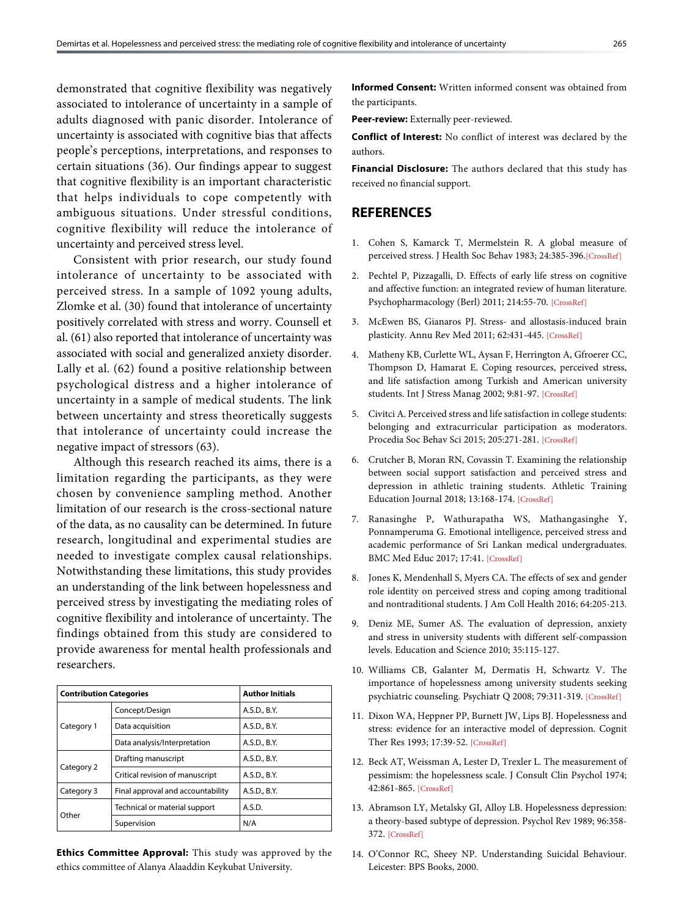demonstrated that cognitive flexibility was negatively associated to intolerance of uncertainty in a sample of adults diagnosed with panic disorder. Intolerance of uncertainty is associated with cognitive bias that affects people's perceptions, interpretations, and responses to certain situations (36). Our findings appear to suggest that cognitive flexibility is an important characteristic that helps individuals to cope competently with ambiguous situations. Under stressful conditions, cognitive flexibility will reduce the intolerance of uncertainty and perceived stress level.

Consistent with prior research, our study found intolerance of uncertainty to be associated with perceived stress. In a sample of 1092 young adults, Zlomke et al. (30) found that intolerance of uncertainty positively correlated with stress and worry. Counsell et al. (61) also reported that intolerance of uncertainty was associated with social and generalized anxiety disorder. Lally et al. (62) found a positive relationship between psychological distress and a higher intolerance of uncertainty in a sample of medical students. The link between uncertainty and stress theoretically suggests that intolerance of uncertainty could increase the negative impact of stressors (63).

Although this research reached its aims, there is a limitation regarding the participants, as they were chosen by convenience sampling method. Another limitation of our research is the cross-sectional nature of the data, as no causality can be determined. In future research, longitudinal and experimental studies are needed to investigate complex causal relationships. Notwithstanding these limitations, this study provides an understanding of the link between hopelessness and perceived stress by investigating the mediating roles of cognitive flexibility and intolerance of uncertainty. The findings obtained from this study are considered to provide awareness for mental health professionals and researchers.

| Contribution Categories | | Author Initials |
|---|---|---|
| Category 1 | Concept/Design | A.S.D., B.Y. |
| | Data acquisition | A.S.D., B.Y. |
| | Data analysis/Interpretation | A.S.D., B.Y. |
| Category 2 | Drafting manuscript | A.S.D., B.Y. |
| | Critical revision of manuscript | A.S.D., B.Y. |
| Category 3 | Final approval and accountability | A.S.D., B.Y. |
| Other | Technical or material support | A.S.D. |
| | Supervision | N/A |

**Ethics Committee Approval:** This study was approved by the ethics committee of Alanya Alaaddin Keykubat University.

**Informed Consent:** Written informed consent was obtained from the participants.

**Peer-review:** Externally peer-reviewed.

**Conflict of Interest:** No conflict of interest was declared by the authors.

**Financial Disclosure:** The authors declared that this study has received no financial support.

## REFERENCES

1. Cohen S, Kamarck T, Mermelstein R. A global measure of perceived stress. J Health Soc Behav 1983; 24:385-396.[CrossRef]
2. Pechtel P, Pizzagalli, D. Effects of early life stress on cognitive and affective function: an integrated review of human literature. Psychopharmacology (Berl) 2011; 214:55-70. [CrossRef]
3. McEwen BS, Gianaros PJ. Stress- and allostasis-induced brain plasticity. Annu Rev Med 2011; 62:431-445. [CrossRef]
4. Matheny KB, Curlette WL, Aysan F, Herrington A, Gfroerer CC, Thompson D, Hamarat E. Coping resources, perceived stress, and life satisfaction among Turkish and American university students. Int J Stress Manag 2002; 9:81-97. [CrossRef]
5. Civitci A. Perceived stress and life satisfaction in college students: belonging and extracurricular participation as moderators. Procedia Soc Behav Sci 2015; 205:271-281. [CrossRef]
6. Crutcher B, Moran RN, Covassin T. Examining the relationship between social support satisfaction and perceived stress and depression in athletic training students. Athletic Training Education Journal 2018; 13:168-174. [CrossRef]
7. Ranasinghe P, Wathurapatha WS, Mathangasinghe Y, Ponnamperuma G. Emotional intelligence, perceived stress and academic performance of Sri Lankan medical undergraduates. BMC Med Educ 2017; 17:41. [CrossRef]
8. Jones K, Mendenhall S, Myers CA. The effects of sex and gender role identity on perceived stress and coping among traditional and nontraditional students. J Am Coll Health 2016; 64:205-213.
9. Deniz ME, Sumer AS. The evaluation of depression, anxiety and stress in university students with different self-compassion levels. Education and Science 2010; 35:115-127.
10. Williams CB, Galanter M, Dermatis H, Schwartz V. The importance of hopelessness among university students seeking psychiatric counseling. Psychiatr Q 2008; 79:311-319. [CrossRef]
11. Dixon WA, Heppner PP, Burnett JW, Lips BJ. Hopelessness and stress: evidence for an interactive model of depression. Cognit Ther Res 1993; 17:39-52. [CrossRef]
12. Beck AT, Weissman A, Lester D, Trexler L. The measurement of pessimism: the hopelessness scale. J Consult Clin Psychol 1974; 42:861-865. [CrossRef]
13. Abramson LY, Metalsky GI, Alloy LB. Hopelessness depression: a theory-based subtype of depression. Psychol Rev 1989; 96:358-372. [CrossRef]
14. O'Connor RC, Sheey NP. Understanding Suicidal Behaviour. Leicester: BPS Books, 2000.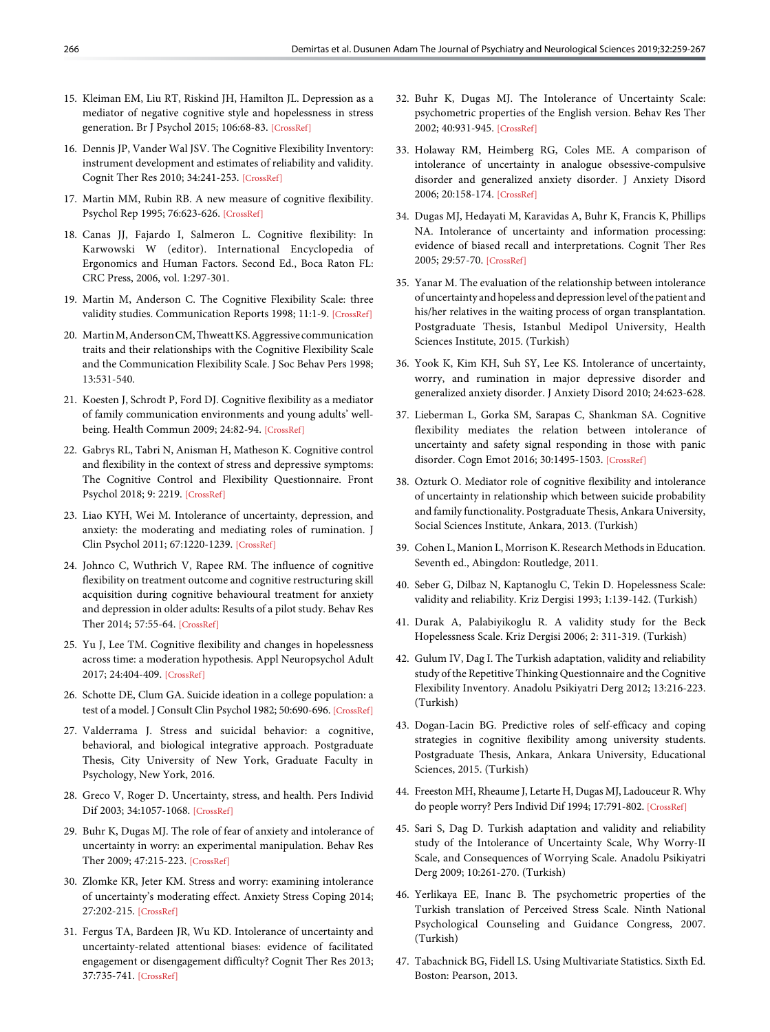15. Kleiman EM, Liu RT, Riskind JH, Hamilton JL. Depression as a mediator of negative cognitive style and hopelessness in stress generation. Br J Psychol 2015; 106:68-83. [CrossRef]
16. Dennis JP, Vander Wal JSV. The Cognitive Flexibility Inventory: instrument development and estimates of reliability and validity. Cognit Ther Res 2010; 34:241-253. [CrossRef]
17. Martin MM, Rubin RB. A new measure of cognitive flexibility. Psychol Rep 1995; 76:623-626. [CrossRef]
18. Canas JJ, Fajardo I, Salmeron L. Cognitive flexibility: In Karwowski W (editor). International Encyclopedia of Ergonomics and Human Factors. Second Ed., Boca Raton FL: CRC Press, 2006, vol. 1:297-301.
19. Martin M, Anderson C. The Cognitive Flexibility Scale: three validity studies. Communication Reports 1998; 11:1-9. [CrossRef]
20. Martin M, Anderson CM, Thweatt KS. Aggressive communication traits and their relationships with the Cognitive Flexibility Scale and the Communication Flexibility Scale. J Soc Behav Pers 1998; 13:531-540.
21. Koesten J, Schrodt P, Ford DJ. Cognitive flexibility as a mediator of family communication environments and young adults' well-being. Health Commun 2009; 24:82-94. [CrossRef]
22. Gabrys RL, Tabri N, Anisman H, Matheson K. Cognitive control and flexibility in the context of stress and depressive symptoms: The Cognitive Control and Flexibility Questionnaire. Front Psychol 2018; 9: 2219. [CrossRef]
23. Liao KYH, Wei M. Intolerance of uncertainty, depression, and anxiety: the moderating and mediating roles of rumination. J Clin Psychol 2011; 67:1220-1239. [CrossRef]
24. Johnco C, Wuthrich V, Rapee RM. The influence of cognitive flexibility on treatment outcome and cognitive restructuring skill acquisition during cognitive behavioural treatment for anxiety and depression in older adults: Results of a pilot study. Behav Res Ther 2014; 57:55-64. [CrossRef]
25. Yu J, Lee TM. Cognitive flexibility and changes in hopelessness across time: a moderation hypothesis. Appl Neuropsychol Adult 2017; 24:404-409. [CrossRef]
26. Schotte DE, Clum GA. Suicide ideation in a college population: a test of a model. J Consult Clin Psychol 1982; 50:690-696. [CrossRef]
27. Valderrama J. Stress and suicidal behavior: a cognitive, behavioral, and biological integrative approach. Postgraduate Thesis, City University of New York, Graduate Faculty in Psychology, New York, 2016.
28. Greco V, Roger D. Uncertainty, stress, and health. Pers Individ Dif 2003; 34:1057-1068. [CrossRef]
29. Buhr K, Dugas MJ. The role of fear of anxiety and intolerance of uncertainty in worry: an experimental manipulation. Behav Res Ther 2009; 47:215-223. [CrossRef]
30. Zlomke KR, Jeter KM. Stress and worry: examining intolerance of uncertainty's moderating effect. Anxiety Stress Coping 2014; 27:202-215. [CrossRef]
31. Fergus TA, Bardeen JR, Wu KD. Intolerance of uncertainty and uncertainty-related attentional biases: evidence of facilitated engagement or disengagement difficulty? Cognit Ther Res 2013; 37:735-741. [CrossRef]
32. Buhr K, Dugas MJ. The Intolerance of Uncertainty Scale: psychometric properties of the English version. Behav Res Ther 2002; 40:931-945. [CrossRef]
33. Holaway RM, Heimberg RG, Coles ME. A comparison of intolerance of uncertainty in analogue obsessive-compulsive disorder and generalized anxiety disorder. J Anxiety Disord 2006; 20:158-174. [CrossRef]
34. Dugas MJ, Hedayati M, Karavidas A, Buhr K, Francis K, Phillips NA. Intolerance of uncertainty and information processing: evidence of biased recall and interpretations. Cognit Ther Res 2005; 29:57-70. [CrossRef]
35. Yanar M. The evaluation of the relationship between intolerance of uncertainty and hopeless and depression level of the patient and his/her relatives in the waiting process of organ transplantation. Postgraduate Thesis, Istanbul Medipol University, Health Sciences Institute, 2015. (Turkish)
36. Yook K, Kim KH, Suh SY, Lee KS. Intolerance of uncertainty, worry, and rumination in major depressive disorder and generalized anxiety disorder. J Anxiety Disord 2010; 24:623-628.
37. Lieberman L, Gorka SM, Sarapas C, Shankman SA. Cognitive flexibility mediates the relation between intolerance of uncertainty and safety signal responding in those with panic disorder. Cogn Emot 2016; 30:1495-1503. [CrossRef]
38. Ozturk O. Mediator role of cognitive flexibility and intolerance of uncertainty in relationship which between suicide probability and family functionality. Postgraduate Thesis, Ankara University, Social Sciences Institute, Ankara, 2013. (Turkish)
39. Cohen L, Manion L, Morrison K. Research Methods in Education. Seventh ed., Abingdon: Routledge, 2011.
40. Seber G, Dilbaz N, Kaptanoglu C, Tekin D. Hopelessness Scale: validity and reliability. Kriz Dergisi 1993; 1:139-142. (Turkish)
41. Durak A, Palabiyikoglu R. A validity study for the Beck Hopelessness Scale. Kriz Dergisi 2006; 2: 311-319. (Turkish)
42. Gulum IV, Dag I. The Turkish adaptation, validity and reliability study of the Repetitive Thinking Questionnaire and the Cognitive Flexibility Inventory. Anadolu Psikiyatri Derg 2012; 13:216-223. (Turkish)
43. Dogan-Lacin BG. Predictive roles of self-efficacy and coping strategies in cognitive flexibility among university students. Postgraduate Thesis, Ankara, Ankara University, Educational Sciences, 2015. (Turkish)
44. Freeston MH, Rheaume J, Letarte H, Dugas MJ, Ladouceur R. Why do people worry? Pers Individ Dif 1994; 17:791-802. [CrossRef]
45. Sari S, Dag D. Turkish adaptation and validity and reliability study of the Intolerance of Uncertainty Scale, Why Worry-II Scale, and Consequences of Worrying Scale. Anadolu Psikiyatri Derg 2009; 10:261-270. (Turkish)
46. Yerlikaya EE, Inanc B. The psychometric properties of the Turkish translation of Perceived Stress Scale. Ninth National Psychological Counseling and Guidance Congress, 2007. (Turkish)
47. Tabachnick BG, Fidell LS. Using Multivariate Statistics. Sixth Ed. Boston: Pearson, 2013.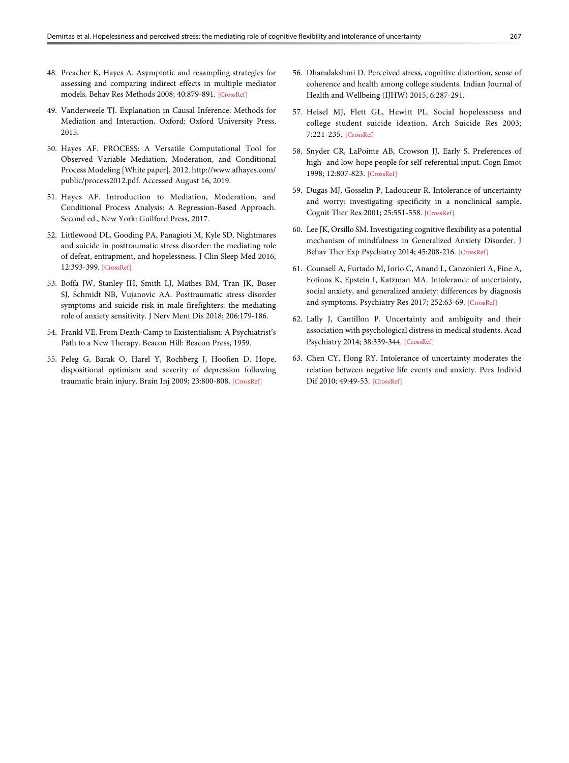48. Preacher K, Hayes A. Asymptotic and resampling strategies for assessing and comparing indirect effects in multiple mediator models. Behav Res Methods 2008; 40:879-891. [CrossRef]

49. Vanderweele TJ. Explanation in Causal Inference: Methods for Mediation and Interaction. Oxford: Oxford University Press, 2015.

50. Hayes AF. PROCESS: A Versatile Computational Tool for Observed Variable Mediation, Moderation, and Conditional Process Modeling [White paper], 2012. http://www.afhayes.com/public/process2012.pdf. Accessed August 16, 2019.

51. Hayes AF. Introduction to Mediation, Moderation, and Conditional Process Analysis: A Regression-Based Approach. Second ed., New York: Guilford Press, 2017.

52. Littlewood DL, Gooding PA, Panagioti M, Kyle SD. Nightmares and suicide in posttraumatic stress disorder: the mediating role of defeat, entrapment, and hopelessness. J Clin Sleep Med 2016; 12:393-399. [CrossRef]

53. Boffa JW, Stanley IH, Smith LJ, Mathes BM, Tran JK, Buser SJ, Schmidt NB, Vujanovic AA. Posttraumatic stress disorder symptoms and suicide risk in male firefighters: the mediating role of anxiety sensitivity. J Nerv Ment Dis 2018; 206:179-186.

54. Frankl VE. From Death-Camp to Existentialism: A Psychiatrist's Path to a New Therapy. Beacon Hill: Beacon Press, 1959.

55. Peleg G, Barak O, Harel Y, Rochberg J, Hoofien D. Hope, dispositional optimism and severity of depression following traumatic brain injury. Brain Inj 2009; 23:800-808. [CrossRef]

56. Dhanalakshmi D. Perceived stress, cognitive distortion, sense of coherence and health among college students. Indian Journal of Health and Wellbeing (IJHW) 2015; 6:287-291.

57. Heisel MJ, Flett GL, Hewitt PL. Social hopelessness and college student suicide ideation. Arch Suicide Res 2003; 7:221-235. [CrossRef]

58. Snyder CR, LaPointe AB, Crowson JJ, Early S. Preferences of high- and low-hope people for self-referential input. Cogn Emot 1998; 12:807-823. [CrossRef]

59. Dugas MJ, Gosselin P, Ladouceur R. Intolerance of uncertainty and worry: investigating specificity in a nonclinical sample. Cognit Ther Res 2001; 25:551-558. [CrossRef]

60. Lee JK, Orsillo SM. Investigating cognitive flexibility as a potential mechanism of mindfulness in Generalized Anxiety Disorder. J Behav Ther Exp Psychiatry 2014; 45:208-216. [CrossRef]

61. Counsell A, Furtado M, Iorio C, Anand L, Canzonieri A, Fine A, Fotinos K, Epstein I, Katzman MA. Intolerance of uncertainty, social anxiety, and generalized anxiety: differences by diagnosis and symptoms. Psychiatry Res 2017; 252:63-69. [CrossRef]

62. Lally J, Cantillon P. Uncertainty and ambiguity and their association with psychological distress in medical students. Acad Psychiatry 2014; 38:339-344. [CrossRef]

63. Chen CY, Hong RY. Intolerance of uncertainty moderates the relation between negative life events and anxiety. Pers Individ Dif 2010; 49:49-53. [CrossRef]